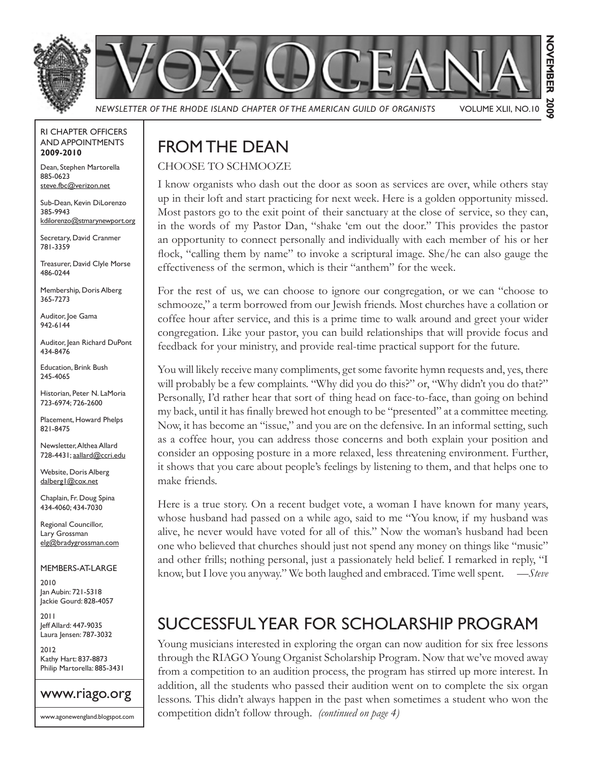// VOX OCEANA

# VOX OCEANA

*NEWSLETTER OF THE RHODE ISLAND CHAPTER OF THE AMERICAN GUILD OF ORGANISTS* VOLUME XLII, NO.10

**NOVEMBER 2009**

RI CHAPTER OFFICERS AND APPOINTMENTS **2009-2010**

Dean, Stephen Martorella
885-0623
steve.fbc@verizon.net

Sub-Dean, Kevin DiLorenzo
385-9943
kdilorenzo@stmarynewport.org

Secretary, David Cranmer
781-3359

Treasurer, David Clyle Morse
486-0244

Membership, Doris Alberg
365-7273

Auditor, Joe Gama
942-6144

Auditor, Jean Richard DuPont
434-8476

Education, Brink Bush
245-4065

Historian, Peter N. LaMoria
723-6974; 726-2600

Placement, Howard Phelps
821-8475

Newsletter, Althea Allard
728-4431; aallard@ccri.edu

Website, Doris Alberg
dalberg1@cox.net

Chaplain, Fr. Doug Spina
434-4060; 434-7030

Regional Councillor,
Lary Grossman
elg@bradygrossman.com

MEMBERS-AT-LARGE

2010
Jan Aubin: 721-5318
Jackie Gourd: 828-4057

2011
Jeff Allard: 447-9035
Laura Jensen: 787-3032

2012
Kathy Hart: 837-8873
Philip Martorella: 885-3431

www.riago.org

www.agonewengland.blogspot.com

## FROM THE DEAN

CHOOSE TO SCHMOOZE

I know organists who dash out the door as soon as services are over, while others stay up in their loft and start practicing for next week. Here is a golden opportunity missed. Most pastors go to the exit point of their sanctuary at the close of service, so they can, in the words of my Pastor Dan, "shake 'em out the door." This provides the pastor an opportunity to connect personally and individually with each member of his or her flock, "calling them by name" to invoke a scriptural image. She/he can also gauge the effectiveness of the sermon, which is their "anthem" for the week.

For the rest of us, we can choose to ignore our congregation, or we can "choose to schmooze," a term borrowed from our Jewish friends. Most churches have a collation or coffee hour after service, and this is a prime time to walk around and greet your wider congregation. Like your pastor, you can build relationships that will provide focus and feedback for your ministry, and provide real-time practical support for the future.

You will likely receive many compliments, get some favorite hymn requests and, yes, there will probably be a few complaints. "Why did you do this?" or, "Why didn't you do that?" Personally, I'd rather hear that sort of thing head on face-to-face, than going on behind my back, until it has finally brewed hot enough to be "presented" at a committee meeting. Now, it has become an "issue," and you are on the defensive. In an informal setting, such as a coffee hour, you can address those concerns and both explain your position and consider an opposing posture in a more relaxed, less threatening environment. Further, it shows that you care about people's feelings by listening to them, and that helps one to make friends.

Here is a true story. On a recent budget vote, a woman I have known for many years, whose husband had passed on a while ago, said to me "You know, if my husband was alive, he never would have voted for all of this." Now the woman's husband had been one who believed that churches should just not spend any money on things like "music" and other frills; nothing personal, just a passionately held belief. I remarked in reply, "I know, but I love you anyway." We both laughed and embraced. Time well spent. —*Steve*

## SUCCESSFUL YEAR FOR SCHOLARSHIP PROGRAM

Young musicians interested in exploring the organ can now audition for six free lessons through the RIAGO Young Organist Scholarship Program. Now that we've moved away from a competition to an audition process, the program has stirred up more interest. In addition, all the students who passed their audition went on to complete the six organ lessons. This didn't always happen in the past when sometimes a student who won the competition didn't follow through. *(continued on page 4)*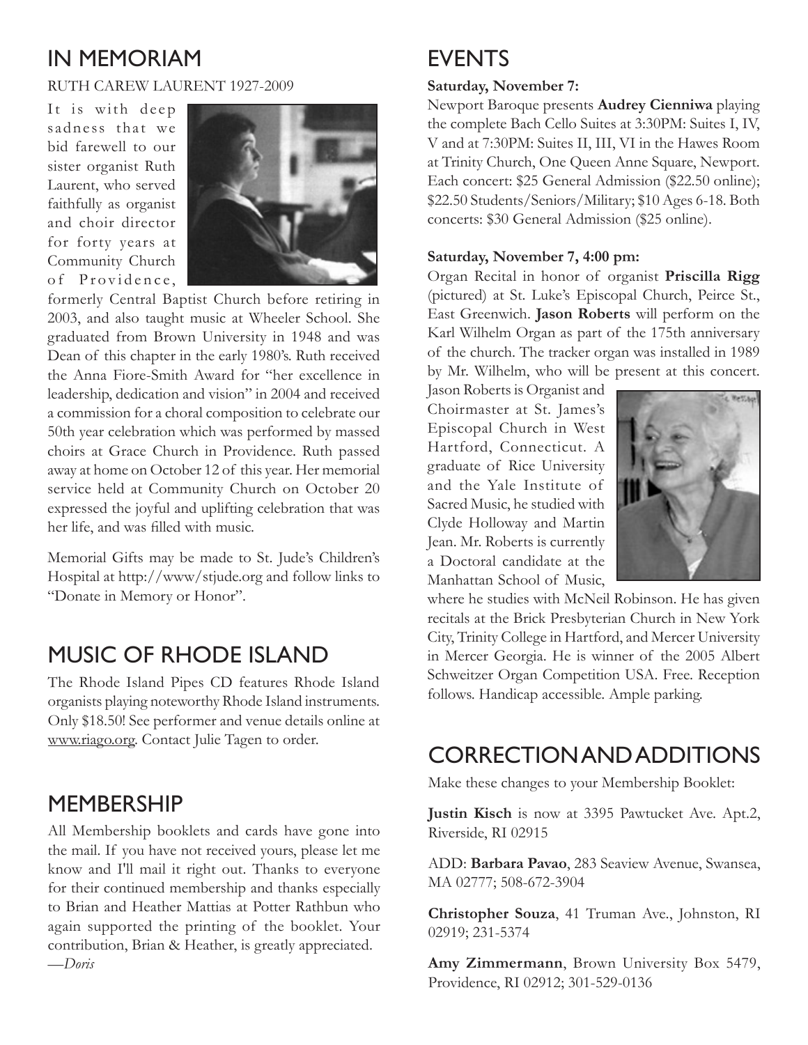## IN MEMORIAM

RUTH CAREW LAURENT 1927-2009

It is with deep sadness that we bid farewell to our sister organist Ruth Laurent, who served faithfully as organist and choir director for forty years at Community Church of Providence, formerly Central Baptist Church before retiring in 2003, and also taught music at Wheeler School. She graduated from Brown University in 1948 and was Dean of this chapter in the early 1980's. Ruth received the Anna Fiore-Smith Award for "her excellence in leadership, dedication and vision" in 2004 and received a commission for a choral composition to celebrate our 50th year celebration which was performed by massed choirs at Grace Church in Providence. Ruth passed away at home on October 12 of this year. Her memorial service held at Community Church on October 20 expressed the joyful and uplifting celebration that was her life, and was filled with music.

Memorial Gifts may be made to St. Jude's Children's Hospital at http://www/stjude.org and follow links to "Donate in Memory or Honor".

## MUSIC OF RHODE ISLAND

The Rhode Island Pipes CD features Rhode Island organists playing noteworthy Rhode Island instruments. Only $18.50! See performer and venue details online at www.riago.org. Contact Julie Tagen to order.

## MEMBERSHIP

All Membership booklets and cards have gone into the mail. If you have not received yours, please let me know and I'll mail it right out. Thanks to everyone for their continued membership and thanks especially to Brian and Heather Mattias at Potter Rathbun who again supported the printing of the booklet. Your contribution, Brian & Heather, is greatly appreciated.
*—Doris*

## EVENTS

**Saturday, November 7:**

Newport Baroque presents **Audrey Cienniwa** playing the complete Bach Cello Suites at 3:30PM: Suites I, IV, V and at 7:30PM: Suites II, III, VI in the Hawes Room at Trinity Church, One Queen Anne Square, Newport. Each concert: $25 General Admission ($22.50 online); $22.50 Students/Seniors/Military; $10 Ages 6-18. Both concerts: $30 General Admission ($25 online).

**Saturday, November 7, 4:00 pm:**

Organ Recital in honor of organist **Priscilla Rigg** (pictured) at St. Luke's Episcopal Church, Peirce St., East Greenwich. **Jason Roberts** will perform on the Karl Wilhelm Organ as part of the 175th anniversary of the church. The tracker organ was installed in 1989 by Mr. Wilhelm, who will be present at this concert. Jason Roberts is Organist and Choirmaster at St. James's Episcopal Church in West Hartford, Connecticut. A graduate of Rice University and the Yale Institute of Sacred Music, he studied with Clyde Holloway and Martin Jean. Mr. Roberts is currently a Doctoral candidate at the Manhattan School of Music, where he studies with McNeil Robinson. He has given recitals at the Brick Presbyterian Church in New York City, Trinity College in Hartford, and Mercer University in Mercer Georgia. He is winner of the 2005 Albert Schweitzer Organ Competition USA. Free. Reception follows. Handicap accessible. Ample parking.

## CORRECTION AND ADDITIONS

Make these changes to your Membership Booklet:

**Justin Kisch** is now at 3395 Pawtucket Ave. Apt.2, Riverside, RI 02915

ADD: **Barbara Pavao**, 283 Seaview Avenue, Swansea, MA 02777; 508-672-3904

**Christopher Souza**, 41 Truman Ave., Johnston, RI 02919; 231-5374

**Amy Zimmermann**, Brown University Box 5479, Providence, RI 02912; 301-529-0136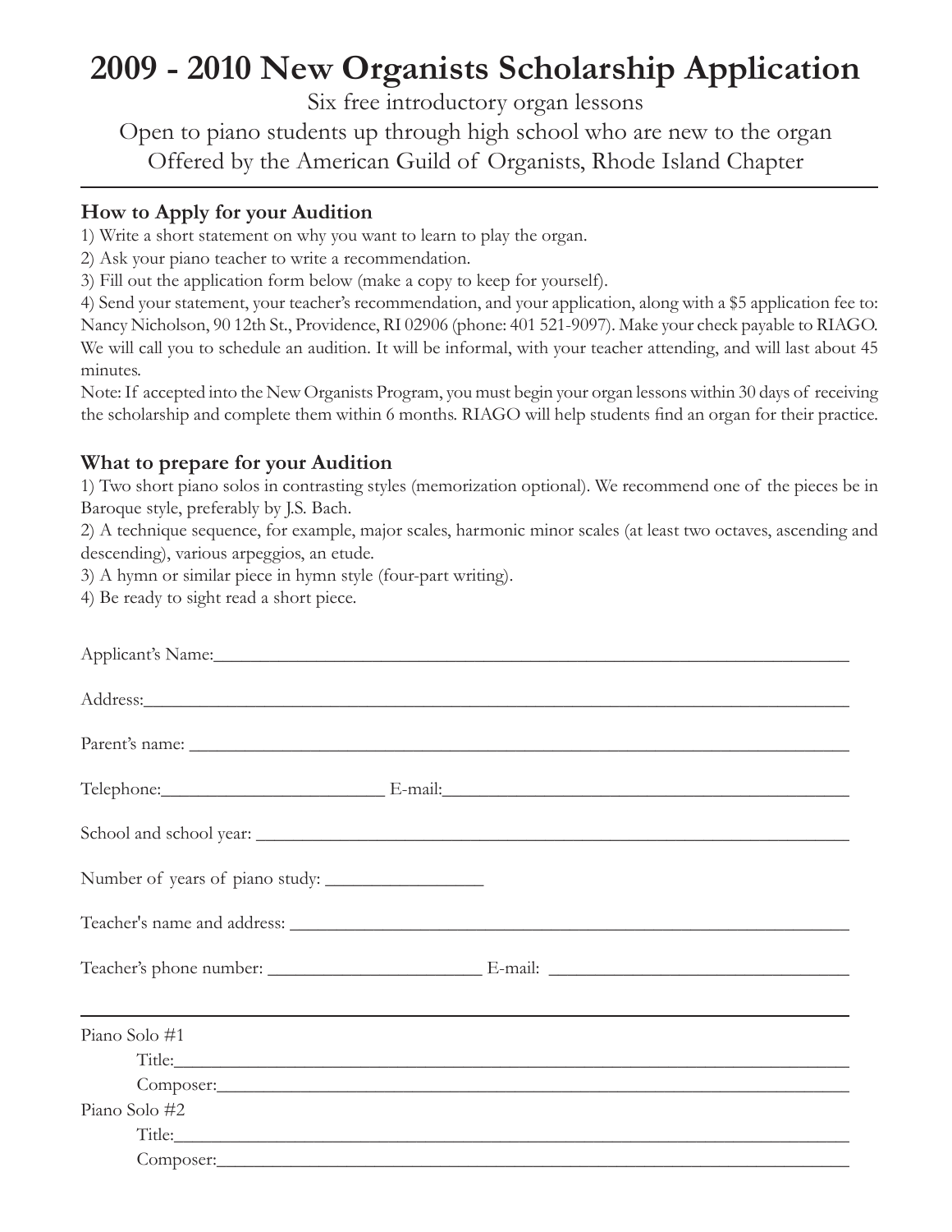# 2009 - 2010 New Organists Scholarship Application

Six free introductory organ lessons

Open to piano students up through high school who are new to the organ

Offered by the American Guild of Organists, Rhode Island Chapter

---

### How to Apply for your Audition

1) Write a short statement on why you want to learn to play the organ.
2) Ask your piano teacher to write a recommendation.
3) Fill out the application form below (make a copy to keep for yourself).
4) Send your statement, your teacher's recommendation, and your application, along with a $5 application fee to: Nancy Nicholson, 90 12th St., Providence, RI 02906 (phone: 401 521-9097). Make your check payable to RIAGO. We will call you to schedule an audition. It will be informal, with your teacher attending, and will last about 45 minutes.

Note: If accepted into the New Organists Program, you must begin your organ lessons within 30 days of receiving the scholarship and complete them within 6 months. RIAGO will help students find an organ for their practice.

### What to prepare for your Audition

1) Two short piano solos in contrasting styles (memorization optional). We recommend one of the pieces be in Baroque style, preferably by J.S. Bach.
2) A technique sequence, for example, major scales, harmonic minor scales (at least two octaves, ascending and descending), various arpeggios, an etude.
3) A hymn or similar piece in hymn style (four-part writing).
4) Be ready to sight read a short piece.

Applicant's Name:______________________________________________

Address:______________________________________________

Parent's name: ______________________________________________

Telephone:________________________ E-mail:______________________________

School and school year: ______________________________________________

Number of years of piano study: ________________

Teacher's name and address: ______________________________________________

Teacher's phone number: ______________________ E-mail: ______________________

---

Piano Solo #1

Title:______________________________________________

Composer:______________________________________________

Piano Solo #2

Title:______________________________________________

Composer:______________________________________________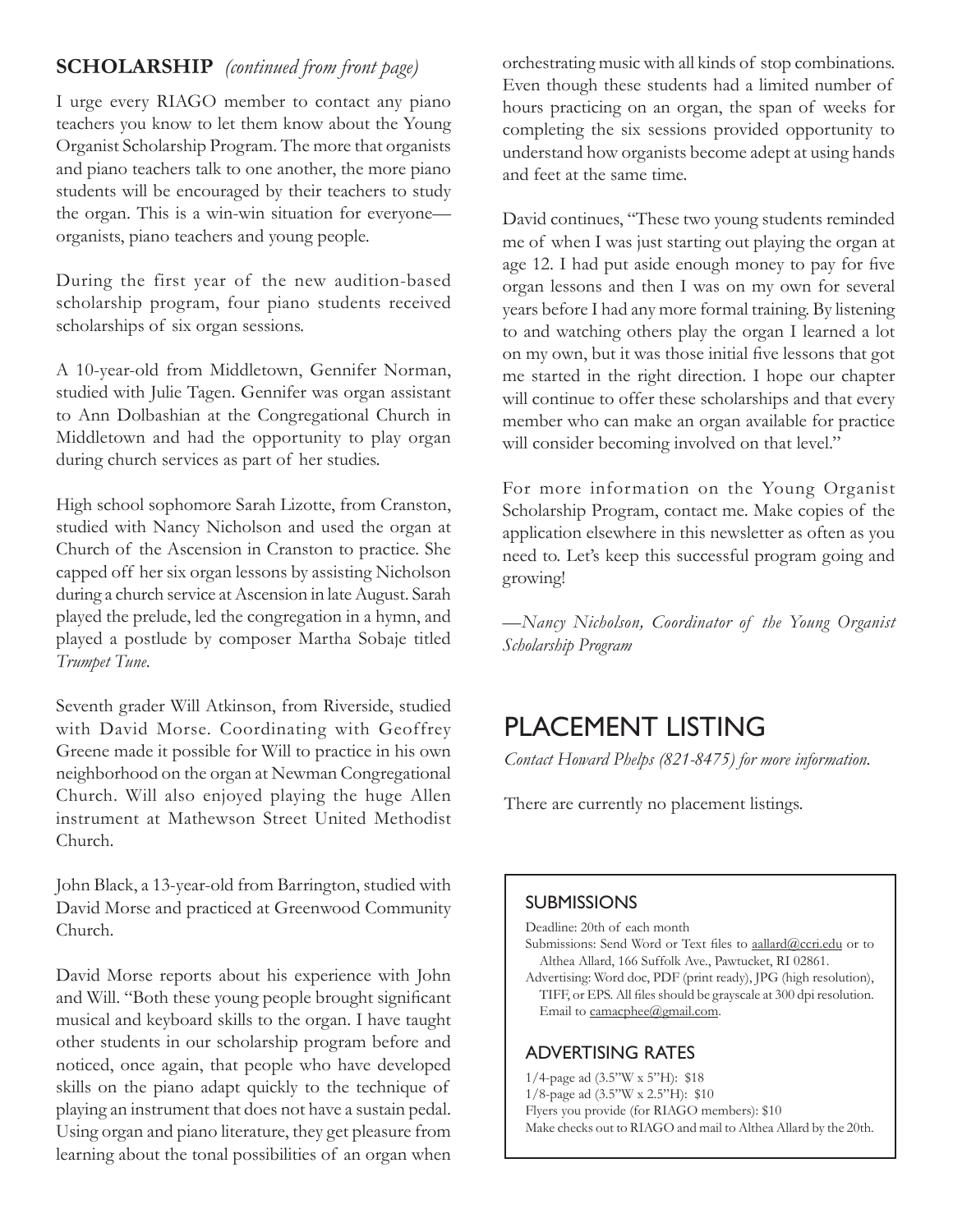## SCHOLARSHIP *(continued from front page)*

I urge every RIAGO member to contact any piano teachers you know to let them know about the Young Organist Scholarship Program. The more that organists and piano teachers talk to one another, the more piano students will be encouraged by their teachers to study the organ. This is a win-win situation for everyone—organists, piano teachers and young people.

During the first year of the new audition-based scholarship program, four piano students received scholarships of six organ sessions.

A 10-year-old from Middletown, Gennifer Norman, studied with Julie Tagen. Gennifer was organ assistant to Ann Dolbashian at the Congregational Church in Middletown and had the opportunity to play organ during church services as part of her studies.

High school sophomore Sarah Lizotte, from Cranston, studied with Nancy Nicholson and used the organ at Church of the Ascension in Cranston to practice. She capped off her six organ lessons by assisting Nicholson during a church service at Ascension in late August. Sarah played the prelude, led the congregation in a hymn, and played a postlude by composer Martha Sobaje titled *Trumpet Tune*.

Seventh grader Will Atkinson, from Riverside, studied with David Morse. Coordinating with Geoffrey Greene made it possible for Will to practice in his own neighborhood on the organ at Newman Congregational Church. Will also enjoyed playing the huge Allen instrument at Mathewson Street United Methodist Church.

John Black, a 13-year-old from Barrington, studied with David Morse and practiced at Greenwood Community Church.

David Morse reports about his experience with John and Will. "Both these young people brought significant musical and keyboard skills to the organ. I have taught other students in our scholarship program before and noticed, once again, that people who have developed skills on the piano adapt quickly to the technique of playing an instrument that does not have a sustain pedal. Using organ and piano literature, they get pleasure from learning about the tonal possibilities of an organ when orchestrating music with all kinds of stop combinations. Even though these students had a limited number of hours practicing on an organ, the span of weeks for completing the six sessions provided opportunity to understand how organists become adept at using hands and feet at the same time.

David continues, "These two young students reminded me of when I was just starting out playing the organ at age 12. I had put aside enough money to pay for five organ lessons and then I was on my own for several years before I had any more formal training. By listening to and watching others play the organ I learned a lot on my own, but it was those initial five lessons that got me started in the right direction. I hope our chapter will continue to offer these scholarships and that every member who can make an organ available for practice will consider becoming involved on that level."

For more information on the Young Organist Scholarship Program, contact me. Make copies of the application elsewhere in this newsletter as often as you need to. Let's keep this successful program going and growing!

*—Nancy Nicholson, Coordinator of the Young Organist Scholarship Program*

# PLACEMENT LISTING

*Contact Howard Phelps (821-8475) for more information.*

There are currently no placement listings.

### SUBMISSIONS

Deadline: 20th of each month

Submissions: Send Word or Text files to aallard@ccri.edu or to Althea Allard, 166 Suffolk Ave., Pawtucket, RI 02861.

Advertising: Word doc, PDF (print ready), JPG (high resolution), TIFF, or EPS. All files should be grayscale at 300 dpi resolution. Email to camacphee@gmail.com.

### ADVERTISING RATES

1/4-page ad (3.5"W x 5"H): $18
1/8-page ad (3.5"W x 2.5"H): $10
Flyers you provide (for RIAGO members): $10
Make checks out to RIAGO and mail to Althea Allard by the 20th.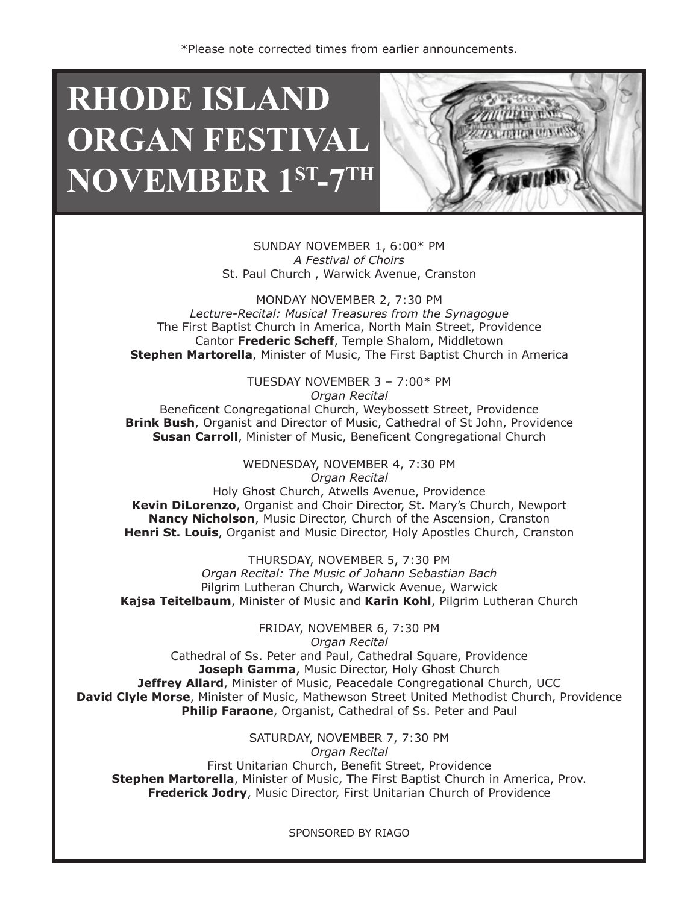*Please note corrected times from earlier announcements.

# RHODE ISLAND ORGAN FESTIVAL NOVEMBER 1ST-7TH

SUNDAY NOVEMBER 1, 6:00* PM
*A Festival of Choirs*
St. Paul Church , Warwick Avenue, Cranston

MONDAY NOVEMBER 2, 7:30 PM
*Lecture-Recital: Musical Treasures from the Synagogue*
The First Baptist Church in America, North Main Street, Providence
Cantor **Frederic Scheff**, Temple Shalom, Middletown
**Stephen Martorella**, Minister of Music, The First Baptist Church in America

TUESDAY NOVEMBER 3 – 7:00* PM
*Organ Recital*
Beneficent Congregational Church, Weybossett Street, Providence
**Brink Bush**, Organist and Director of Music, Cathedral of St John, Providence
**Susan Carroll**, Minister of Music, Beneficent Congregational Church

WEDNESDAY, NOVEMBER 4, 7:30 PM
*Organ Recital*
Holy Ghost Church, Atwells Avenue, Providence
**Kevin DiLorenzo**, Organist and Choir Director, St. Mary's Church, Newport
**Nancy Nicholson**, Music Director, Church of the Ascension, Cranston
**Henri St. Louis**, Organist and Music Director, Holy Apostles Church, Cranston

THURSDAY, NOVEMBER 5, 7:30 PM
*Organ Recital: The Music of Johann Sebastian Bach*
Pilgrim Lutheran Church, Warwick Avenue, Warwick
**Kajsa Teitelbaum**, Minister of Music and **Karin Kohl**, Pilgrim Lutheran Church

FRIDAY, NOVEMBER 6, 7:30 PM
*Organ Recital*
Cathedral of Ss. Peter and Paul, Cathedral Square, Providence
**Joseph Gamma**, Music Director, Holy Ghost Church
**Jeffrey Allard**, Minister of Music, Peacedale Congregational Church, UCC
**David Clyle Morse**, Minister of Music, Mathewson Street United Methodist Church, Providence
**Philip Faraone**, Organist, Cathedral of Ss. Peter and Paul

SATURDAY, NOVEMBER 7, 7:30 PM
*Organ Recital*
First Unitarian Church, Benefit Street, Providence
**Stephen Martorella**, Minister of Music, The First Baptist Church in America, Prov.
**Frederick Jodry**, Music Director, First Unitarian Church of Providence

SPONSORED BY RIAGO